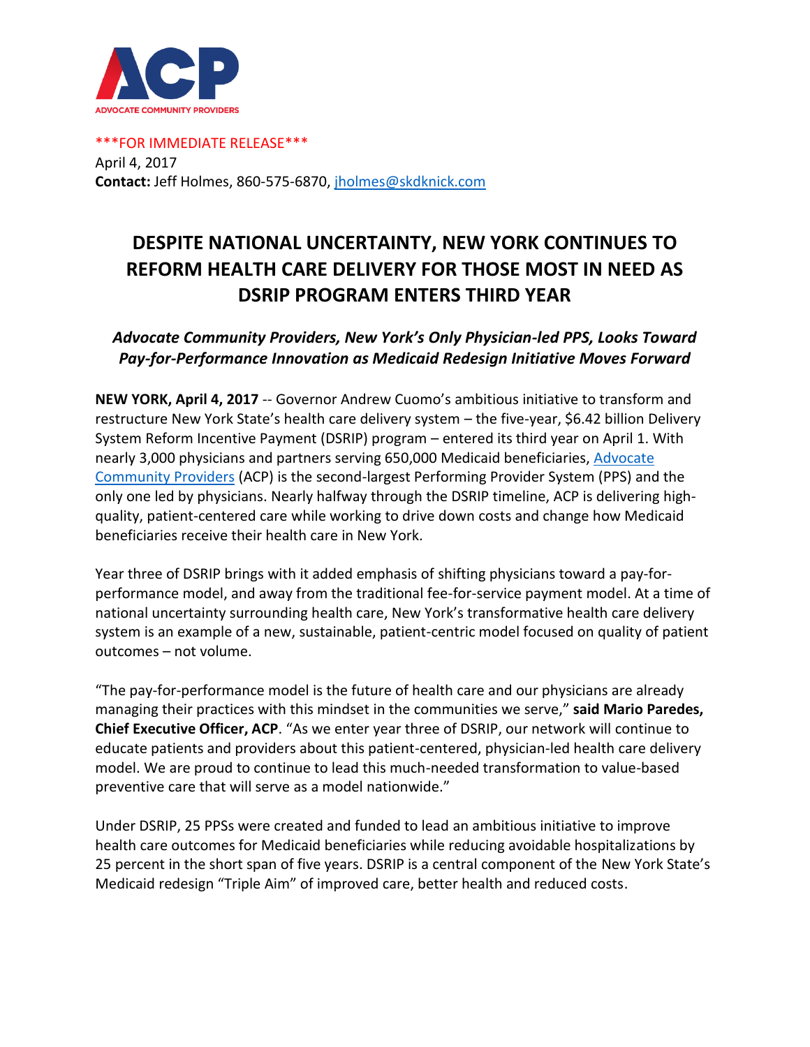ACP

ADVOCATE COMMUNITY PROVIDERS

***FOR IMMEDIATE RELEASE***
April 4, 2017
**Contact:** Jeff Holmes, 860-575-6870, jholmes@skdknick.com

# DESPITE NATIONAL UNCERTAINTY, NEW YORK CONTINUES TO REFORM HEALTH CARE DELIVERY FOR THOSE MOST IN NEED AS DSRIP PROGRAM ENTERS THIRD YEAR

## *Advocate Community Providers, New York's Only Physician-led PPS, Looks Toward Pay-for-Performance Innovation as Medicaid Redesign Initiative Moves Forward*

**NEW YORK, April 4, 2017** -- Governor Andrew Cuomo's ambitious initiative to transform and restructure New York State's health care delivery system – the five-year, $6.42 billion Delivery System Reform Incentive Payment (DSRIP) program – entered its third year on April 1. With nearly 3,000 physicians and partners serving 650,000 Medicaid beneficiaries, Advocate Community Providers (ACP) is the second-largest Performing Provider System (PPS) and the only one led by physicians. Nearly halfway through the DSRIP timeline, ACP is delivering high-quality, patient-centered care while working to drive down costs and change how Medicaid beneficiaries receive their health care in New York.

Year three of DSRIP brings with it added emphasis of shifting physicians toward a pay-for-performance model, and away from the traditional fee-for-service payment model. At a time of national uncertainty surrounding health care, New York's transformative health care delivery system is an example of a new, sustainable, patient-centric model focused on quality of patient outcomes – not volume.

"The pay-for-performance model is the future of health care and our physicians are already managing their practices with this mindset in the communities we serve," **said Mario Paredes, Chief Executive Officer, ACP**. "As we enter year three of DSRIP, our network will continue to educate patients and providers about this patient-centered, physician-led health care delivery model. We are proud to continue to lead this much-needed transformation to value-based preventive care that will serve as a model nationwide."

Under DSRIP, 25 PPSs were created and funded to lead an ambitious initiative to improve health care outcomes for Medicaid beneficiaries while reducing avoidable hospitalizations by 25 percent in the short span of five years. DSRIP is a central component of the New York State's Medicaid redesign "Triple Aim" of improved care, better health and reduced costs.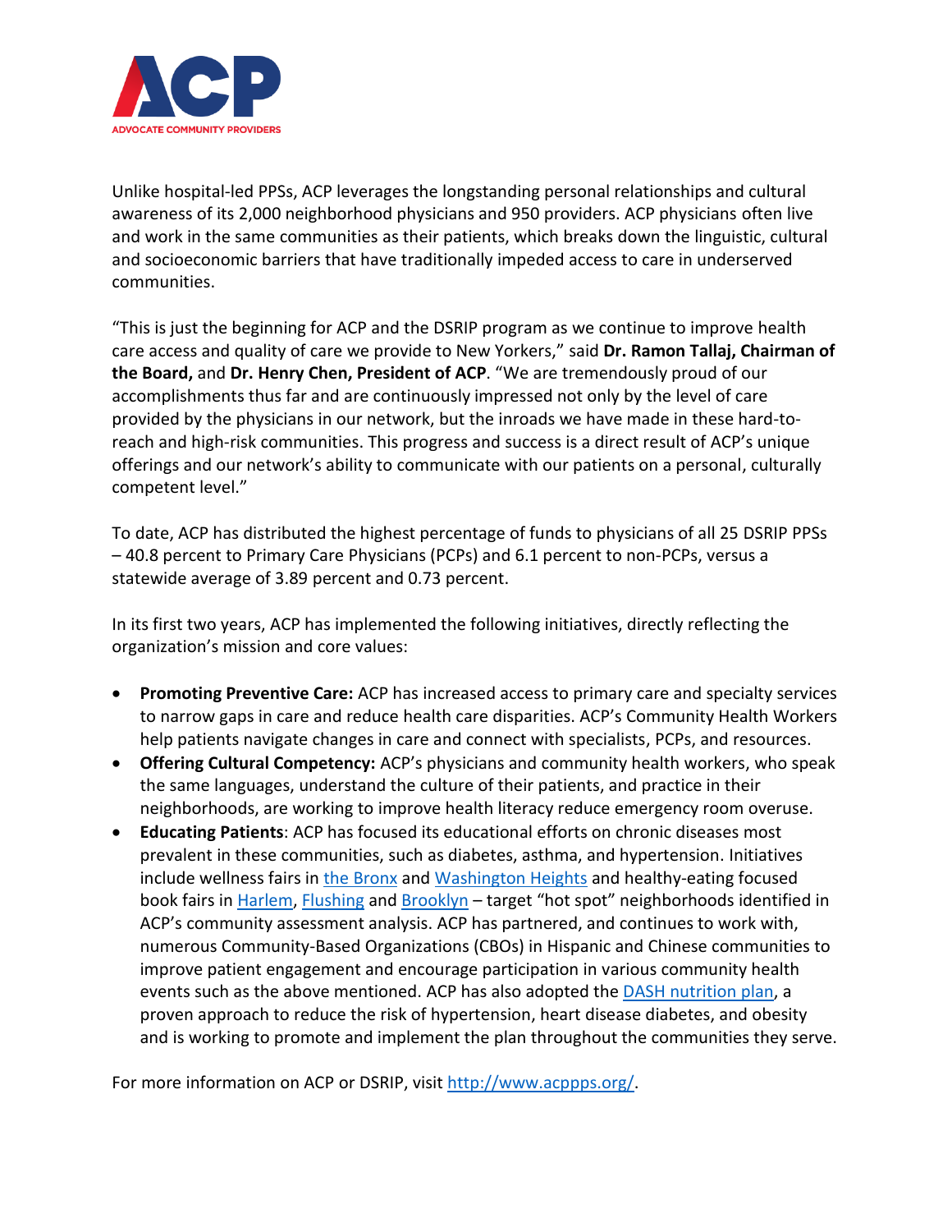Unlike hospital-led PPSs, ACP leverages the longstanding personal relationships and cultural awareness of its 2,000 neighborhood physicians and 950 providers. ACP physicians often live and work in the same communities as their patients, which breaks down the linguistic, cultural and socioeconomic barriers that have traditionally impeded access to care in underserved communities.

"This is just the beginning for ACP and the DSRIP program as we continue to improve health care access and quality of care we provide to New Yorkers," said **Dr. Ramon Tallaj, Chairman of the Board,** and **Dr. Henry Chen, President of ACP**. "We are tremendously proud of our accomplishments thus far and are continuously impressed not only by the level of care provided by the physicians in our network, but the inroads we have made in these hard-to-reach and high-risk communities. This progress and success is a direct result of ACP's unique offerings and our network's ability to communicate with our patients on a personal, culturally competent level."

To date, ACP has distributed the highest percentage of funds to physicians of all 25 DSRIP PPSs – 40.8 percent to Primary Care Physicians (PCPs) and 6.1 percent to non-PCPs, versus a statewide average of 3.89 percent and 0.73 percent.

In its first two years, ACP has implemented the following initiatives, directly reflecting the organization's mission and core values:

- **Promoting Preventive Care:** ACP has increased access to primary care and specialty services to narrow gaps in care and reduce health care disparities. ACP's Community Health Workers help patients navigate changes in care and connect with specialists, PCPs, and resources.
- **Offering Cultural Competency:** ACP's physicians and community health workers, who speak the same languages, understand the culture of their patients, and practice in their neighborhoods, are working to improve health literacy reduce emergency room overuse.
- **Educating Patients**: ACP has focused its educational efforts on chronic diseases most prevalent in these communities, such as diabetes, asthma, and hypertension. Initiatives include wellness fairs in the Bronx and Washington Heights and healthy-eating focused book fairs in Harlem, Flushing and Brooklyn – target "hot spot" neighborhoods identified in ACP's community assessment analysis. ACP has partnered, and continues to work with, numerous Community-Based Organizations (CBOs) in Hispanic and Chinese communities to improve patient engagement and encourage participation in various community health events such as the above mentioned. ACP has also adopted the DASH nutrition plan, a proven approach to reduce the risk of hypertension, heart disease diabetes, and obesity and is working to promote and implement the plan throughout the communities they serve.

For more information on ACP or DSRIP, visit http://www.acppps.org/.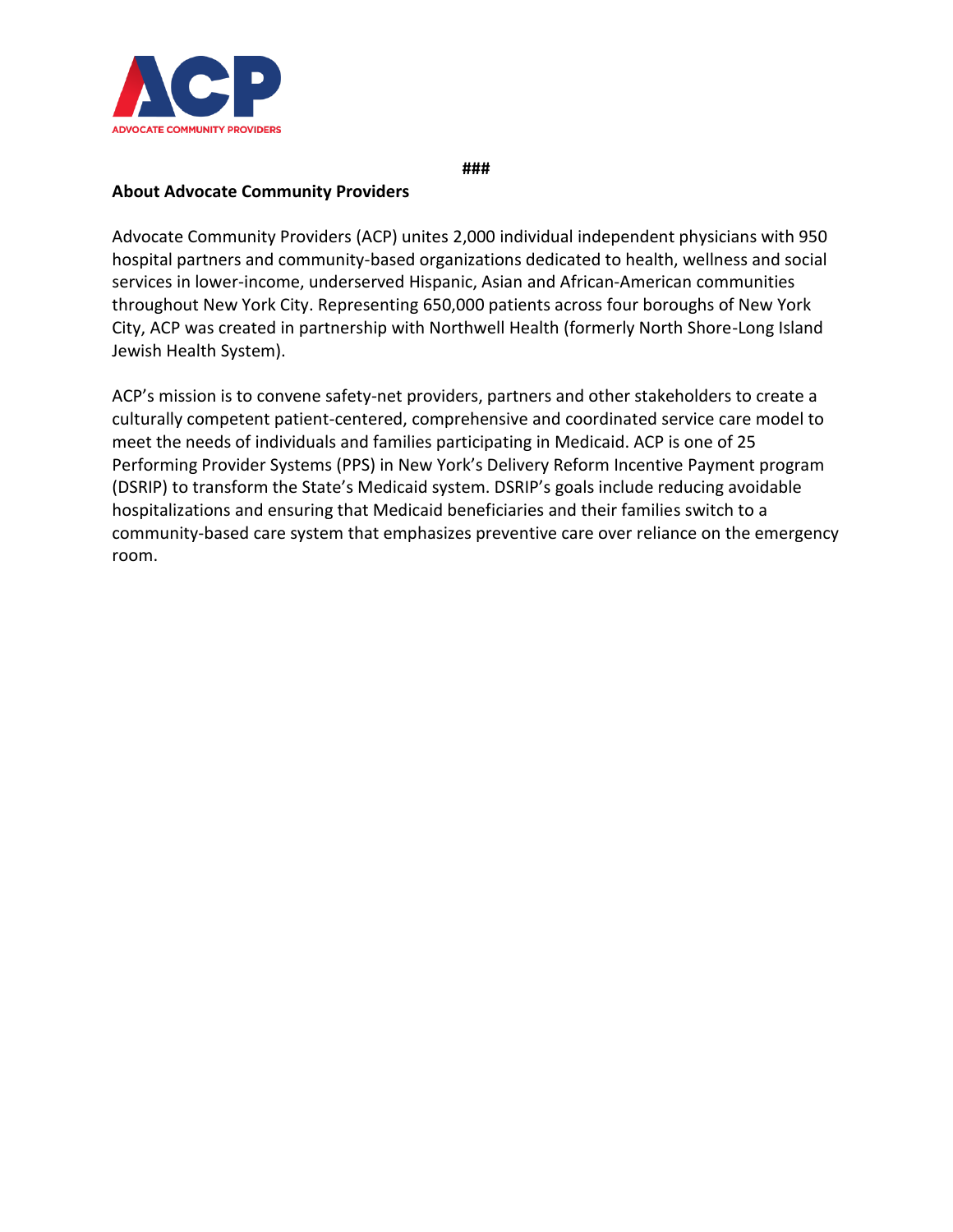ADVOCATE COMMUNITY PROVIDERS

###

**About Advocate Community Providers**

Advocate Community Providers (ACP) unites 2,000 individual independent physicians with 950 hospital partners and community-based organizations dedicated to health, wellness and social services in lower-income, underserved Hispanic, Asian and African-American communities throughout New York City. Representing 650,000 patients across four boroughs of New York City, ACP was created in partnership with Northwell Health (formerly North Shore-Long Island Jewish Health System).

ACP's mission is to convene safety-net providers, partners and other stakeholders to create a culturally competent patient-centered, comprehensive and coordinated service care model to meet the needs of individuals and families participating in Medicaid. ACP is one of 25 Performing Provider Systems (PPS) in New York's Delivery Reform Incentive Payment program (DSRIP) to transform the State's Medicaid system. DSRIP's goals include reducing avoidable hospitalizations and ensuring that Medicaid beneficiaries and their families switch to a community-based care system that emphasizes preventive care over reliance on the emergency room.